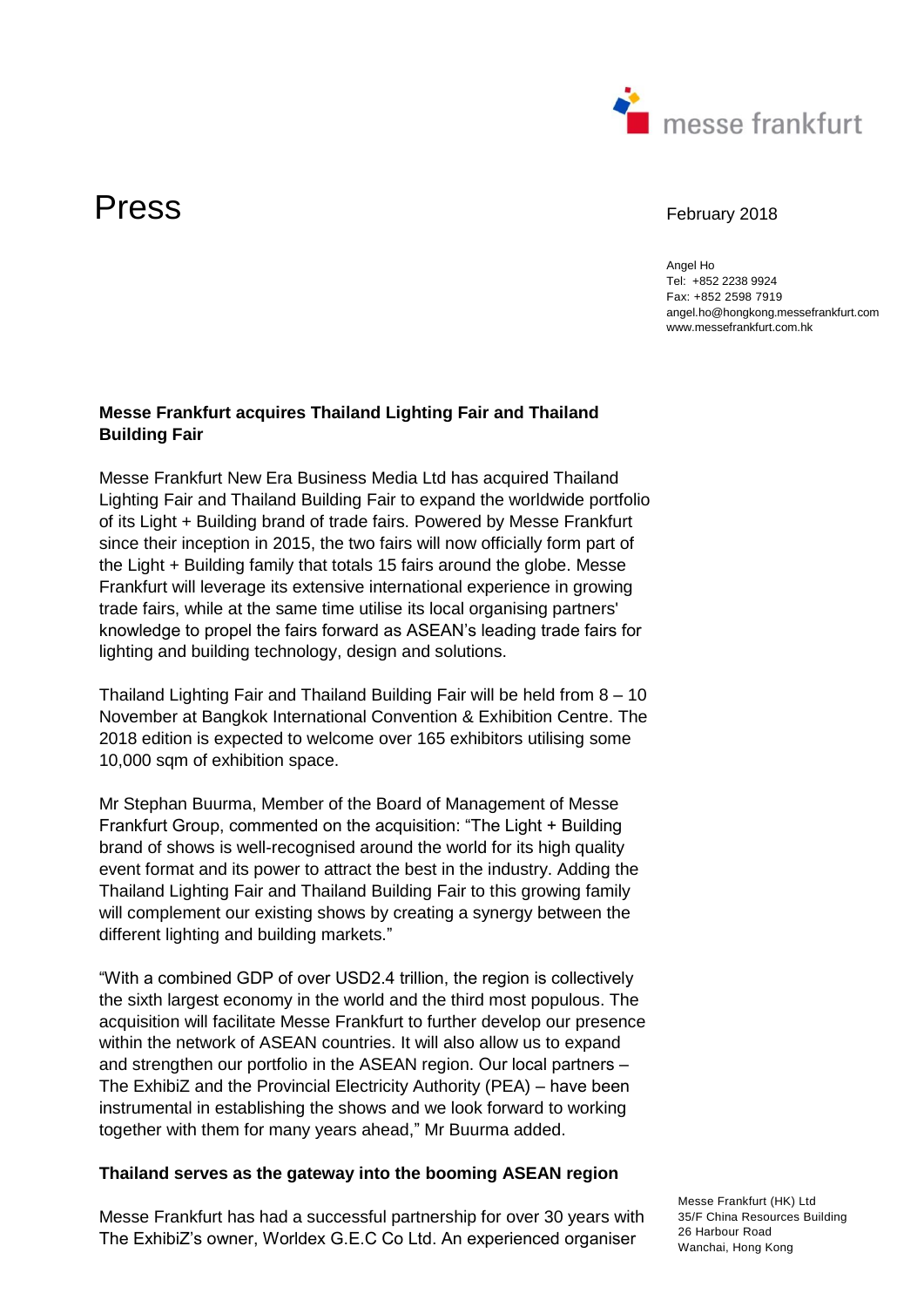# Press

February 2018

Angel Ho
Tel: +852 2238 9924
Fax: +852 2598 7919
angel.ho@hongkong.messefrankfurt.com
www.messefrankfurt.com.hk

**Messe Frankfurt acquires Thailand Lighting Fair and Thailand Building Fair**

Messe Frankfurt New Era Business Media Ltd has acquired Thailand Lighting Fair and Thailand Building Fair to expand the worldwide portfolio of its Light + Building brand of trade fairs. Powered by Messe Frankfurt since their inception in 2015, the two fairs will now officially form part of the Light + Building family that totals 15 fairs around the globe. Messe Frankfurt will leverage its extensive international experience in growing trade fairs, while at the same time utilise its local organising partners' knowledge to propel the fairs forward as ASEAN's leading trade fairs for lighting and building technology, design and solutions.

Thailand Lighting Fair and Thailand Building Fair will be held from 8 – 10 November at Bangkok International Convention & Exhibition Centre. The 2018 edition is expected to welcome over 165 exhibitors utilising some 10,000 sqm of exhibition space.

Mr Stephan Buurma, Member of the Board of Management of Messe Frankfurt Group, commented on the acquisition: "The Light + Building brand of shows is well-recognised around the world for its high quality event format and its power to attract the best in the industry. Adding the Thailand Lighting Fair and Thailand Building Fair to this growing family will complement our existing shows by creating a synergy between the different lighting and building markets."

"With a combined GDP of over USD2.4 trillion, the region is collectively the sixth largest economy in the world and the third most populous. The acquisition will facilitate Messe Frankfurt to further develop our presence within the network of ASEAN countries. It will also allow us to expand and strengthen our portfolio in the ASEAN region. Our local partners – The ExhibiZ and the Provincial Electricity Authority (PEA) – have been instrumental in establishing the shows and we look forward to working together with them for many years ahead," Mr Buurma added.

**Thailand serves as the gateway into the booming ASEAN region**

Messe Frankfurt has had a successful partnership for over 30 years with The ExhibiZ's owner, Worldex G.E.C Co Ltd. An experienced organiser

Messe Frankfurt (HK) Ltd
35/F China Resources Building
26 Harbour Road
Wanchai, Hong Kong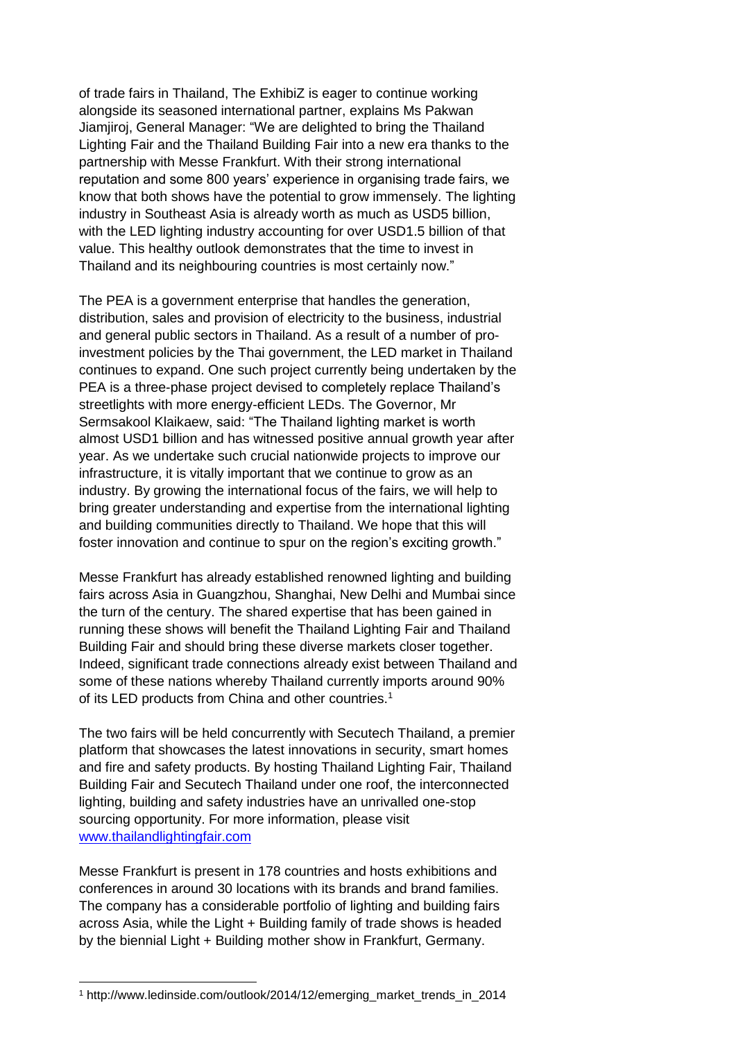of trade fairs in Thailand, The ExhibiZ is eager to continue working alongside its seasoned international partner, explains Ms Pakwan Jiamjiroj, General Manager: "We are delighted to bring the Thailand Lighting Fair and the Thailand Building Fair into a new era thanks to the partnership with Messe Frankfurt. With their strong international reputation and some 800 years' experience in organising trade fairs, we know that both shows have the potential to grow immensely. The lighting industry in Southeast Asia is already worth as much as USD5 billion, with the LED lighting industry accounting for over USD1.5 billion of that value. This healthy outlook demonstrates that the time to invest in Thailand and its neighbouring countries is most certainly now."

The PEA is a government enterprise that handles the generation, distribution, sales and provision of electricity to the business, industrial and general public sectors in Thailand. As a result of a number of pro-investment policies by the Thai government, the LED market in Thailand continues to expand. One such project currently being undertaken by the PEA is a three-phase project devised to completely replace Thailand's streetlights with more energy-efficient LEDs. The Governor, Mr Sermsakool Klaikaew, said: "The Thailand lighting market is worth almost USD1 billion and has witnessed positive annual growth year after year. As we undertake such crucial nationwide projects to improve our infrastructure, it is vitally important that we continue to grow as an industry. By growing the international focus of the fairs, we will help to bring greater understanding and expertise from the international lighting and building communities directly to Thailand. We hope that this will foster innovation and continue to spur on the region's exciting growth."

Messe Frankfurt has already established renowned lighting and building fairs across Asia in Guangzhou, Shanghai, New Delhi and Mumbai since the turn of the century. The shared expertise that has been gained in running these shows will benefit the Thailand Lighting Fair and Thailand Building Fair and should bring these diverse markets closer together. Indeed, significant trade connections already exist between Thailand and some of these nations whereby Thailand currently imports around 90% of its LED products from China and other countries.[1]

The two fairs will be held concurrently with Secutech Thailand, a premier platform that showcases the latest innovations in security, smart homes and fire and safety products. By hosting Thailand Lighting Fair, Thailand Building Fair and Secutech Thailand under one roof, the interconnected lighting, building and safety industries have an unrivalled one-stop sourcing opportunity. For more information, please visit www.thailandlightingfair.com

Messe Frankfurt is present in 178 countries and hosts exhibitions and conferences in around 30 locations with its brands and brand families. The company has a considerable portfolio of lighting and building fairs across Asia, while the Light + Building family of trade shows is headed by the biennial Light + Building mother show in Frankfurt, Germany.

[1] http://www.ledinside.com/outlook/2014/12/emerging_market_trends_in_2014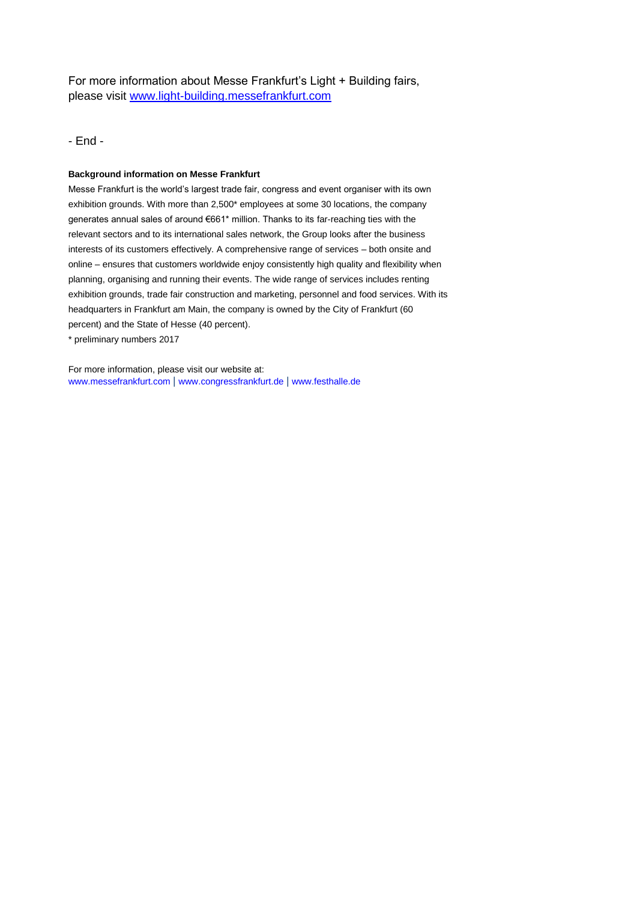For more information about Messe Frankfurt's Light + Building fairs, please visit [www.light-building.messefrankfurt.com](http://www.light-building.messefrankfurt.com)

- End -

**Background information on Messe Frankfurt**

Messe Frankfurt is the world's largest trade fair, congress and event organiser with its own exhibition grounds. With more than 2,500* employees at some 30 locations, the company generates annual sales of around €661* million. Thanks to its far-reaching ties with the relevant sectors and to its international sales network, the Group looks after the business interests of its customers effectively. A comprehensive range of services – both onsite and online – ensures that customers worldwide enjoy consistently high quality and flexibility when planning, organising and running their events. The wide range of services includes renting exhibition grounds, trade fair construction and marketing, personnel and food services. With its headquarters in Frankfurt am Main, the company is owned by the City of Frankfurt (60 percent) and the State of Hesse (40 percent).

* preliminary numbers 2017

For more information, please visit our website at:
www.messefrankfurt.com | www.congressfrankfurt.de | www.festhalle.de